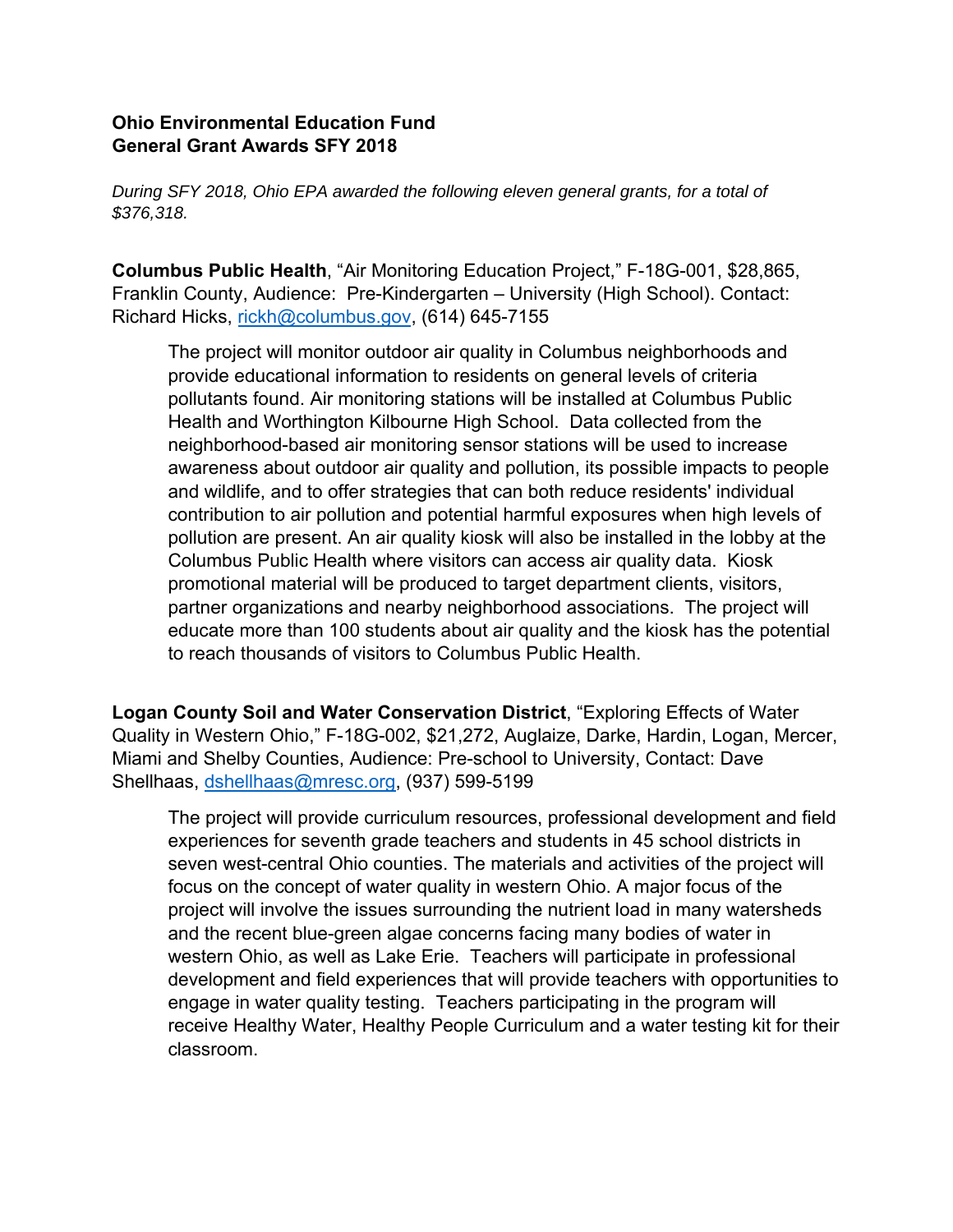**Ohio Environmental Education Fund**
**General Grant Awards SFY 2018**

*During SFY 2018, Ohio EPA awarded the following eleven general grants, for a total of $376,318.*

**Columbus Public Health**, "Air Monitoring Education Project," F-18G-001, $28,865, Franklin County, Audience: Pre-Kindergarten – University (High School). Contact: Richard Hicks, rickh@columbus.gov, (614) 645-7155

> The project will monitor outdoor air quality in Columbus neighborhoods and provide educational information to residents on general levels of criteria pollutants found. Air monitoring stations will be installed at Columbus Public Health and Worthington Kilbourne High School. Data collected from the neighborhood-based air monitoring sensor stations will be used to increase awareness about outdoor air quality and pollution, its possible impacts to people and wildlife, and to offer strategies that can both reduce residents' individual contribution to air pollution and potential harmful exposures when high levels of pollution are present. An air quality kiosk will also be installed in the lobby at the Columbus Public Health where visitors can access air quality data. Kiosk promotional material will be produced to target department clients, visitors, partner organizations and nearby neighborhood associations. The project will educate more than 100 students about air quality and the kiosk has the potential to reach thousands of visitors to Columbus Public Health.

**Logan County Soil and Water Conservation District**, "Exploring Effects of Water Quality in Western Ohio," F-18G-002, $21,272, Auglaize, Darke, Hardin, Logan, Mercer, Miami and Shelby Counties, Audience: Pre-school to University, Contact: Dave Shellhaas, dshellhaas@mresc.org, (937) 599-5199

> The project will provide curriculum resources, professional development and field experiences for seventh grade teachers and students in 45 school districts in seven west-central Ohio counties. The materials and activities of the project will focus on the concept of water quality in western Ohio. A major focus of the project will involve the issues surrounding the nutrient load in many watersheds and the recent blue-green algae concerns facing many bodies of water in western Ohio, as well as Lake Erie. Teachers will participate in professional development and field experiences that will provide teachers with opportunities to engage in water quality testing. Teachers participating in the program will receive Healthy Water, Healthy People Curriculum and a water testing kit for their classroom.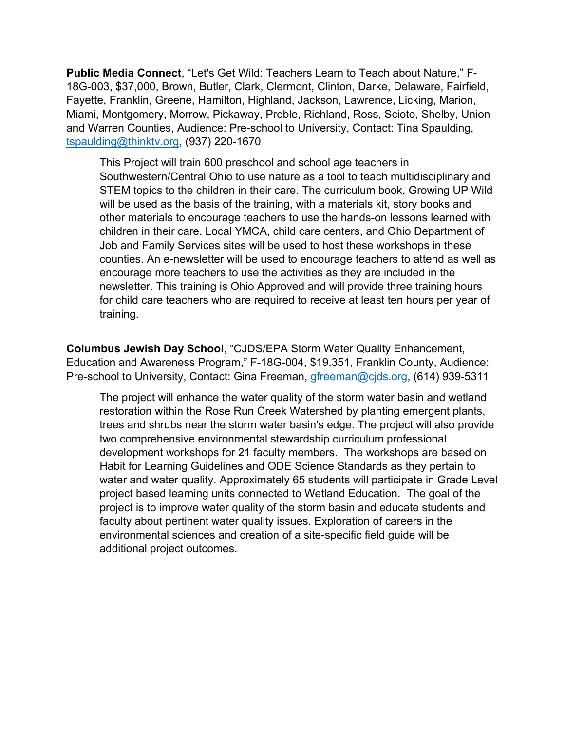**Public Media Connect**, “Let's Get Wild: Teachers Learn to Teach about Nature,” F-18G-003, $37,000, Brown, Butler, Clark, Clermont, Clinton, Darke, Delaware, Fairfield, Fayette, Franklin, Greene, Hamilton, Highland, Jackson, Lawrence, Licking, Marion, Miami, Montgomery, Morrow, Pickaway, Preble, Richland, Ross, Scioto, Shelby, Union and Warren Counties, Audience: Pre-school to University, Contact: Tina Spaulding, tspaulding@thinktv.org, (937) 220-1670

> This Project will train 600 preschool and school age teachers in Southwestern/Central Ohio to use nature as a tool to teach multidisciplinary and STEM topics to the children in their care. The curriculum book, Growing UP Wild will be used as the basis of the training, with a materials kit, story books and other materials to encourage teachers to use the hands-on lessons learned with children in their care. Local YMCA, child care centers, and Ohio Department of Job and Family Services sites will be used to host these workshops in these counties. An e-newsletter will be used to encourage teachers to attend as well as encourage more teachers to use the activities as they are included in the newsletter. This training is Ohio Approved and will provide three training hours for child care teachers who are required to receive at least ten hours per year of training.

**Columbus Jewish Day School**, “CJDS/EPA Storm Water Quality Enhancement, Education and Awareness Program,” F-18G-004, $19,351, Franklin County, Audience: Pre-school to University, Contact: Gina Freeman, gfreeman@cjds.org, (614) 939-5311

> The project will enhance the water quality of the storm water basin and wetland restoration within the Rose Run Creek Watershed by planting emergent plants, trees and shrubs near the storm water basin's edge. The project will also provide two comprehensive environmental stewardship curriculum professional development workshops for 21 faculty members. The workshops are based on Habit for Learning Guidelines and ODE Science Standards as they pertain to water and water quality. Approximately 65 students will participate in Grade Level project based learning units connected to Wetland Education. The goal of the project is to improve water quality of the storm basin and educate students and faculty about pertinent water quality issues. Exploration of careers in the environmental sciences and creation of a site-specific field guide will be additional project outcomes.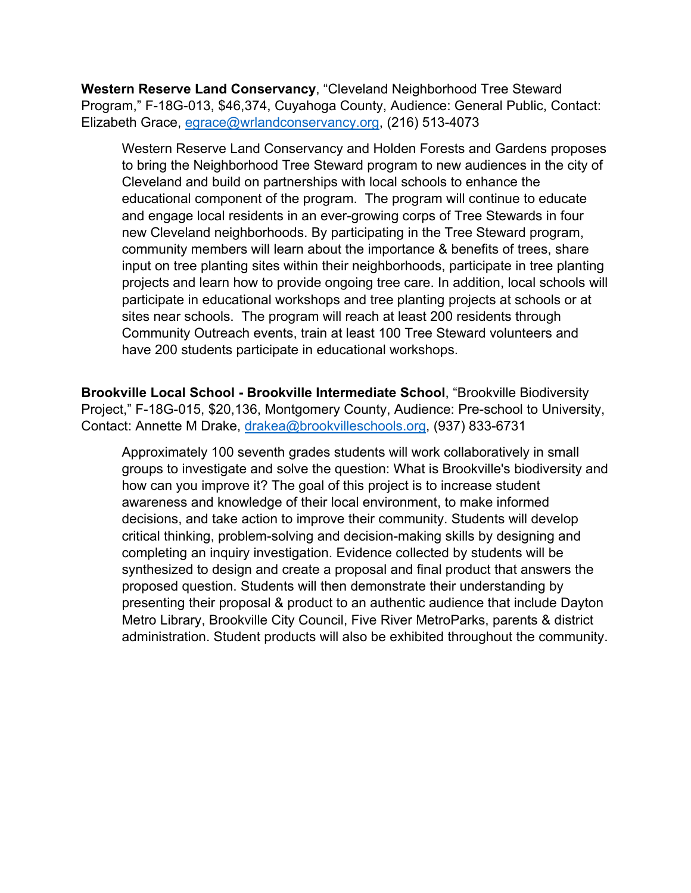**Western Reserve Land Conservancy**, "Cleveland Neighborhood Tree Steward Program," F-18G-013, $46,374, Cuyahoga County, Audience: General Public, Contact: Elizabeth Grace, egrace@wrlandconservancy.org, (216) 513-4073

> Western Reserve Land Conservancy and Holden Forests and Gardens proposes to bring the Neighborhood Tree Steward program to new audiences in the city of Cleveland and build on partnerships with local schools to enhance the educational component of the program. The program will continue to educate and engage local residents in an ever-growing corps of Tree Stewards in four new Cleveland neighborhoods. By participating in the Tree Steward program, community members will learn about the importance & benefits of trees, share input on tree planting sites within their neighborhoods, participate in tree planting projects and learn how to provide ongoing tree care. In addition, local schools will participate in educational workshops and tree planting projects at schools or at sites near schools. The program will reach at least 200 residents through Community Outreach events, train at least 100 Tree Steward volunteers and have 200 students participate in educational workshops.

**Brookville Local School - Brookville Intermediate School**, "Brookville Biodiversity Project," F-18G-015, $20,136, Montgomery County, Audience: Pre-school to University, Contact: Annette M Drake, drakea@brookvilleschools.org, (937) 833-6731

> Approximately 100 seventh grades students will work collaboratively in small groups to investigate and solve the question: What is Brookville's biodiversity and how can you improve it? The goal of this project is to increase student awareness and knowledge of their local environment, to make informed decisions, and take action to improve their community. Students will develop critical thinking, problem-solving and decision-making skills by designing and completing an inquiry investigation. Evidence collected by students will be synthesized to design and create a proposal and final product that answers the proposed question. Students will then demonstrate their understanding by presenting their proposal & product to an authentic audience that include Dayton Metro Library, Brookville City Council, Five River MetroParks, parents & district administration. Student products will also be exhibited throughout the community.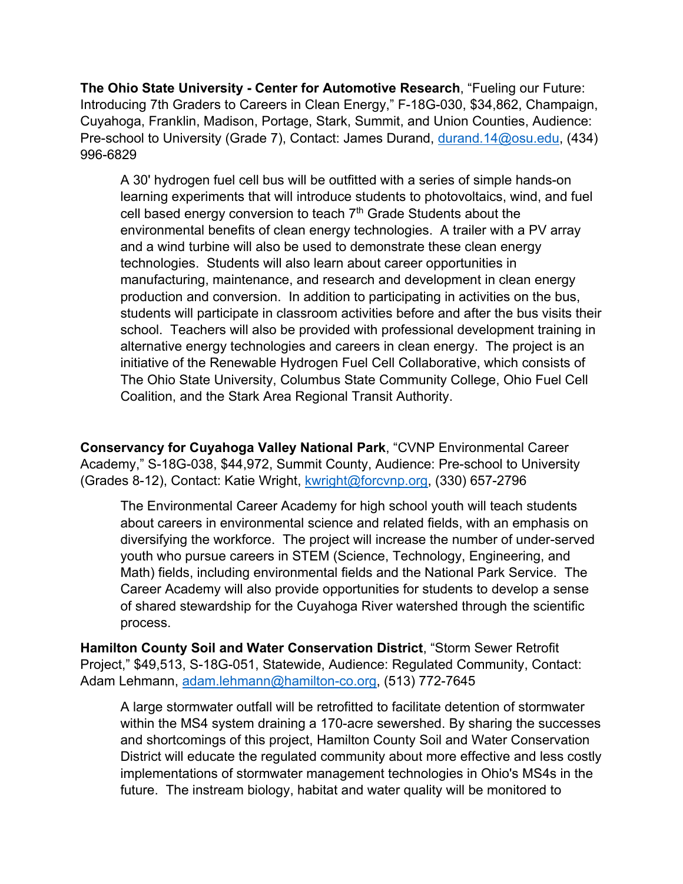**The Ohio State University - Center for Automotive Research**, "Fueling our Future: Introducing 7th Graders to Careers in Clean Energy," F-18G-030, $34,862, Champaign, Cuyahoga, Franklin, Madison, Portage, Stark, Summit, and Union Counties, Audience: Pre-school to University (Grade 7), Contact: James Durand, durand.14@osu.edu, (434) 996-6829

> A 30' hydrogen fuel cell bus will be outfitted with a series of simple hands-on learning experiments that will introduce students to photovoltaics, wind, and fuel cell based energy conversion to teach 7th Grade Students about the environmental benefits of clean energy technologies. A trailer with a PV array and a wind turbine will also be used to demonstrate these clean energy technologies. Students will also learn about career opportunities in manufacturing, maintenance, and research and development in clean energy production and conversion. In addition to participating in activities on the bus, students will participate in classroom activities before and after the bus visits their school. Teachers will also be provided with professional development training in alternative energy technologies and careers in clean energy. The project is an initiative of the Renewable Hydrogen Fuel Cell Collaborative, which consists of The Ohio State University, Columbus State Community College, Ohio Fuel Cell Coalition, and the Stark Area Regional Transit Authority.

**Conservancy for Cuyahoga Valley National Park**, "CVNP Environmental Career Academy," S-18G-038, $44,972, Summit County, Audience: Pre-school to University (Grades 8-12), Contact: Katie Wright, kwright@forcvnp.org, (330) 657-2796

> The Environmental Career Academy for high school youth will teach students about careers in environmental science and related fields, with an emphasis on diversifying the workforce. The project will increase the number of under-served youth who pursue careers in STEM (Science, Technology, Engineering, and Math) fields, including environmental fields and the National Park Service. The Career Academy will also provide opportunities for students to develop a sense of shared stewardship for the Cuyahoga River watershed through the scientific process.

**Hamilton County Soil and Water Conservation District**, "Storm Sewer Retrofit Project," $49,513, S-18G-051, Statewide, Audience: Regulated Community, Contact: Adam Lehmann, adam.lehmann@hamilton-co.org, (513) 772-7645

> A large stormwater outfall will be retrofitted to facilitate detention of stormwater within the MS4 system draining a 170-acre sewershed. By sharing the successes and shortcomings of this project, Hamilton County Soil and Water Conservation District will educate the regulated community about more effective and less costly implementations of stormwater management technologies in Ohio's MS4s in the future. The instream biology, habitat and water quality will be monitored to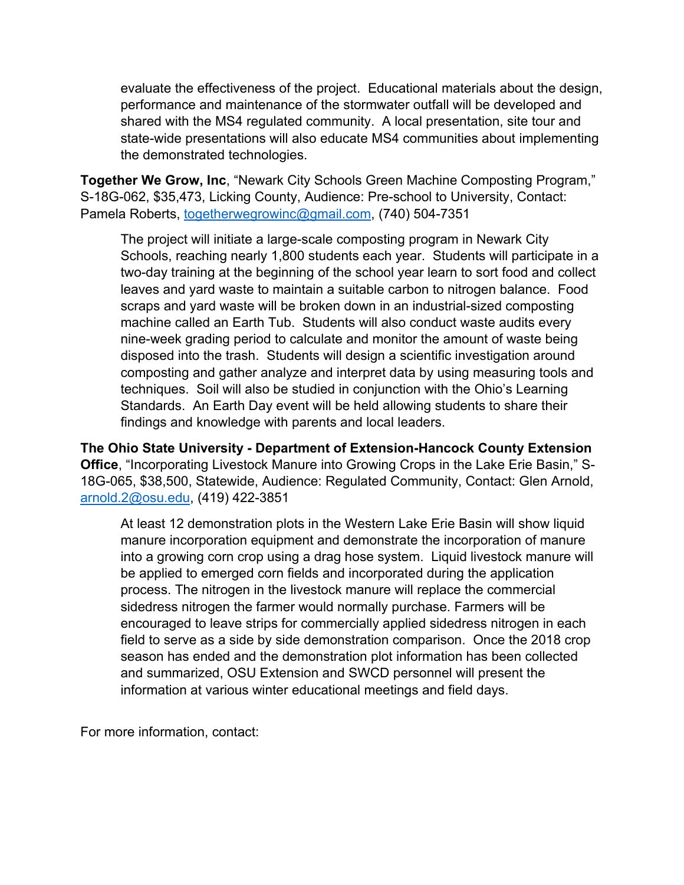evaluate the effectiveness of the project. Educational materials about the design, performance and maintenance of the stormwater outfall will be developed and shared with the MS4 regulated community. A local presentation, site tour and state-wide presentations will also educate MS4 communities about implementing the demonstrated technologies.

**Together We Grow, Inc**, "Newark City Schools Green Machine Composting Program," S-18G-062, $35,473, Licking County, Audience: Pre-school to University, Contact: Pamela Roberts, togetherwegrowinc@gmail.com, (740) 504-7351

The project will initiate a large-scale composting program in Newark City Schools, reaching nearly 1,800 students each year. Students will participate in a two-day training at the beginning of the school year learn to sort food and collect leaves and yard waste to maintain a suitable carbon to nitrogen balance. Food scraps and yard waste will be broken down in an industrial-sized composting machine called an Earth Tub. Students will also conduct waste audits every nine-week grading period to calculate and monitor the amount of waste being disposed into the trash. Students will design a scientific investigation around composting and gather analyze and interpret data by using measuring tools and techniques. Soil will also be studied in conjunction with the Ohio's Learning Standards. An Earth Day event will be held allowing students to share their findings and knowledge with parents and local leaders.

**The Ohio State University - Department of Extension-Hancock County Extension Office**, "Incorporating Livestock Manure into Growing Crops in the Lake Erie Basin," S-18G-065, $38,500, Statewide, Audience: Regulated Community, Contact: Glen Arnold, arnold.2@osu.edu, (419) 422-3851

At least 12 demonstration plots in the Western Lake Erie Basin will show liquid manure incorporation equipment and demonstrate the incorporation of manure into a growing corn crop using a drag hose system. Liquid livestock manure will be applied to emerged corn fields and incorporated during the application process. The nitrogen in the livestock manure will replace the commercial sidedress nitrogen the farmer would normally purchase. Farmers will be encouraged to leave strips for commercially applied sidedress nitrogen in each field to serve as a side by side demonstration comparison. Once the 2018 crop season has ended and the demonstration plot information has been collected and summarized, OSU Extension and SWCD personnel will present the information at various winter educational meetings and field days.

For more information, contact: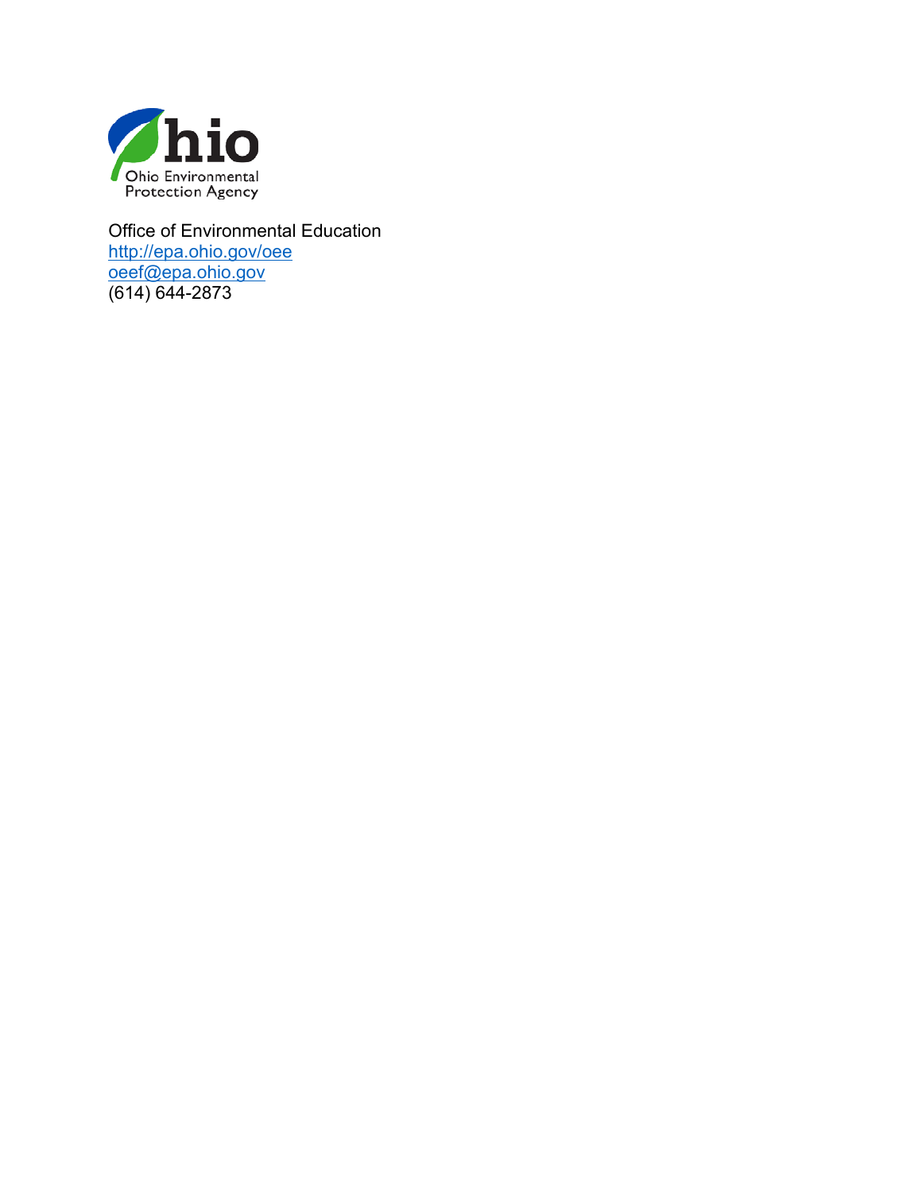Ohio Environmental Protection Agency

Office of Environmental Education
http://epa.ohio.gov/oee
oeef@epa.ohio.gov
(614) 644-2873